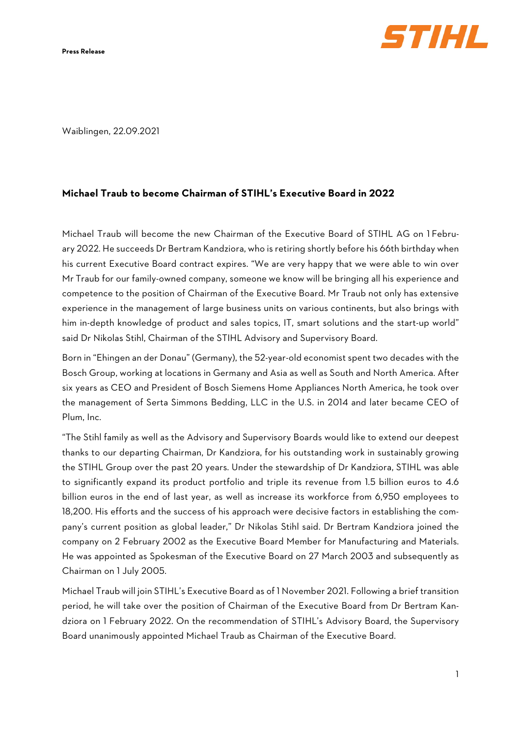**Press Release**

STIHL

Waiblingen, 22.09.2021

## Michael Traub to become Chairman of STIHL's Executive Board in 2022

Michael Traub will become the new Chairman of the Executive Board of STIHL AG on 1 February 2022. He succeeds Dr Bertram Kandziora, who is retiring shortly before his 66th birthday when his current Executive Board contract expires. "We are very happy that we were able to win over Mr Traub for our family-owned company, someone we know will be bringing all his experience and competence to the position of Chairman of the Executive Board. Mr Traub not only has extensive experience in the management of large business units on various continents, but also brings with him in-depth knowledge of product and sales topics, IT, smart solutions and the start-up world" said Dr Nikolas Stihl, Chairman of the STIHL Advisory and Supervisory Board.

Born in "Ehingen an der Donau" (Germany), the 52-year-old economist spent two decades with the Bosch Group, working at locations in Germany and Asia as well as South and North America. After six years as CEO and President of Bosch Siemens Home Appliances North America, he took over the management of Serta Simmons Bedding, LLC in the U.S. in 2014 and later became CEO of Plum, Inc.

"The Stihl family as well as the Advisory and Supervisory Boards would like to extend our deepest thanks to our departing Chairman, Dr Kandziora, for his outstanding work in sustainably growing the STIHL Group over the past 20 years. Under the stewardship of Dr Kandziora, STIHL was able to significantly expand its product portfolio and triple its revenue from 1.5 billion euros to 4.6 billion euros in the end of last year, as well as increase its workforce from 6,950 employees to 18,200. His efforts and the success of his approach were decisive factors in establishing the company's current position as global leader," Dr Nikolas Stihl said. Dr Bertram Kandziora joined the company on 2 February 2002 as the Executive Board Member for Manufacturing and Materials. He was appointed as Spokesman of the Executive Board on 27 March 2003 and subsequently as Chairman on 1 July 2005.

Michael Traub will join STIHL's Executive Board as of 1 November 2021. Following a brief transition period, he will take over the position of Chairman of the Executive Board from Dr Bertram Kandziora on 1 February 2022. On the recommendation of STIHL's Advisory Board, the Supervisory Board unanimously appointed Michael Traub as Chairman of the Executive Board.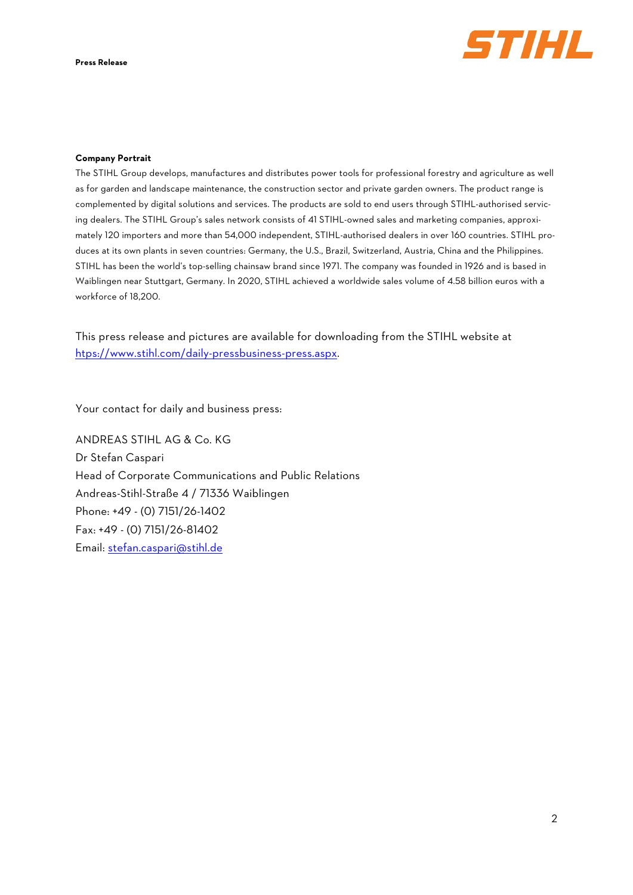**Company Portrait**

The STIHL Group develops, manufactures and distributes power tools for professional forestry and agriculture as well as for garden and landscape maintenance, the construction sector and private garden owners. The product range is complemented by digital solutions and services. The products are sold to end users through STIHL-authorised servicing dealers. The STIHL Group's sales network consists of 41 STIHL-owned sales and marketing companies, approximately 120 importers and more than 54,000 independent, STIHL-authorised dealers in over 160 countries. STIHL produces at its own plants in seven countries: Germany, the U.S., Brazil, Switzerland, Austria, China and the Philippines. STIHL has been the world's top-selling chainsaw brand since 1971. The company was founded in 1926 and is based in Waiblingen near Stuttgart, Germany. In 2020, STIHL achieved a worldwide sales volume of 4.58 billion euros with a workforce of 18,200.

This press release and pictures are available for downloading from the STIHL website at https://www.stihl.com/daily-pressbusiness-press.aspx.

Your contact for daily and business press:

ANDREAS STIHL AG & Co. KG
Dr Stefan Caspari
Head of Corporate Communications and Public Relations
Andreas-Stihl-Straße 4 / 71336 Waiblingen
Phone: +49 - (0) 7151/26-1402
Fax: +49 - (0) 7151/26-81402
Email: stefan.caspari@stihl.de